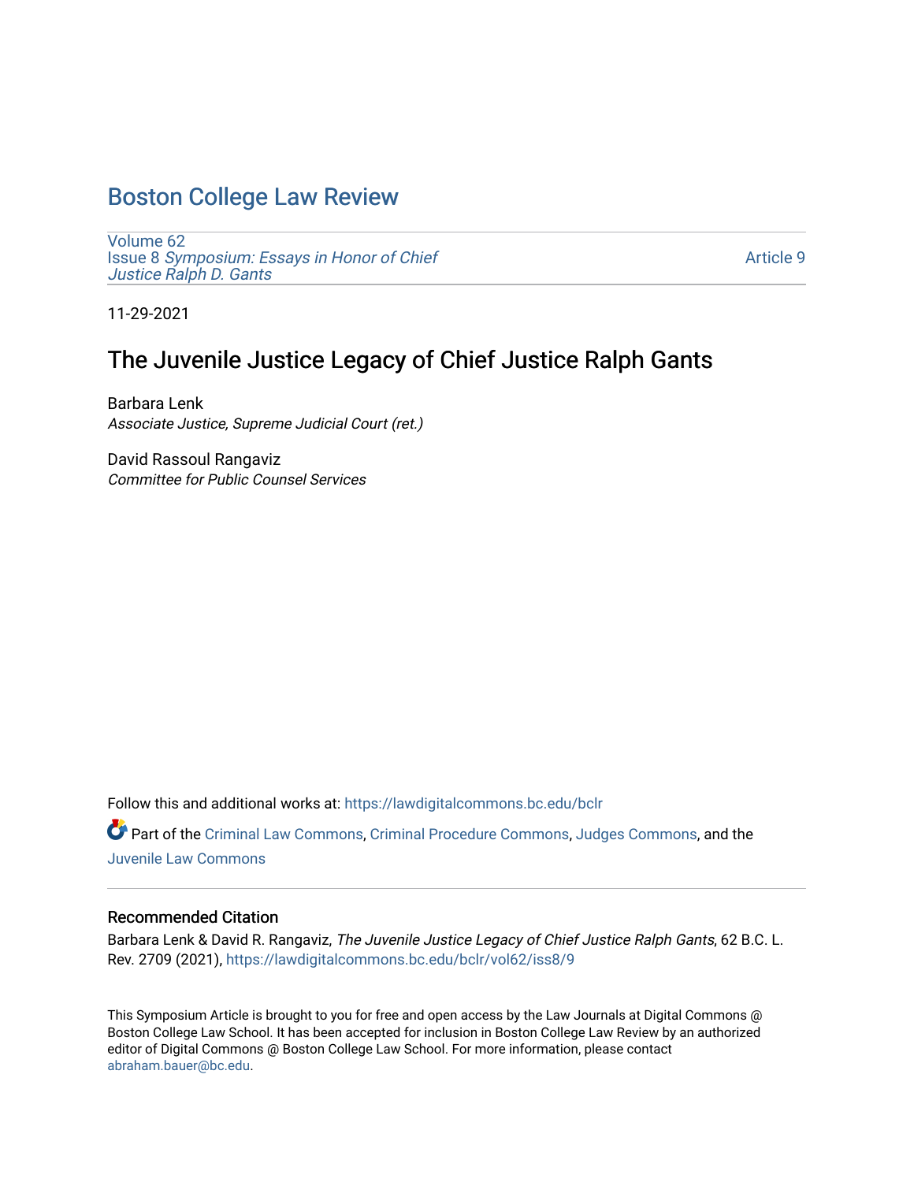# Boston College Law Review

Volume 62
Issue 8 *Symposium: Essays in Honor of Chief Justice Ralph D. Gants*

Article 9

11-29-2021

## The Juvenile Justice Legacy of Chief Justice Ralph Gants

Barbara Lenk
*Associate Justice, Supreme Judicial Court (ret.)*

David Rassoul Rangaviz
*Committee for Public Counsel Services*

Follow this and additional works at: https://lawdigitalcommons.bc.edu/bclr

Part of the Criminal Law Commons, Criminal Procedure Commons, Judges Commons, and the Juvenile Law Commons

### Recommended Citation

Barbara Lenk & David R. Rangaviz, *The Juvenile Justice Legacy of Chief Justice Ralph Gants*, 62 B.C. L. Rev. 2709 (2021), https://lawdigitalcommons.bc.edu/bclr/vol62/iss8/9

This Symposium Article is brought to you for free and open access by the Law Journals at Digital Commons @ Boston College Law School. It has been accepted for inclusion in Boston College Law Review by an authorized editor of Digital Commons @ Boston College Law School. For more information, please contact abraham.bauer@bc.edu.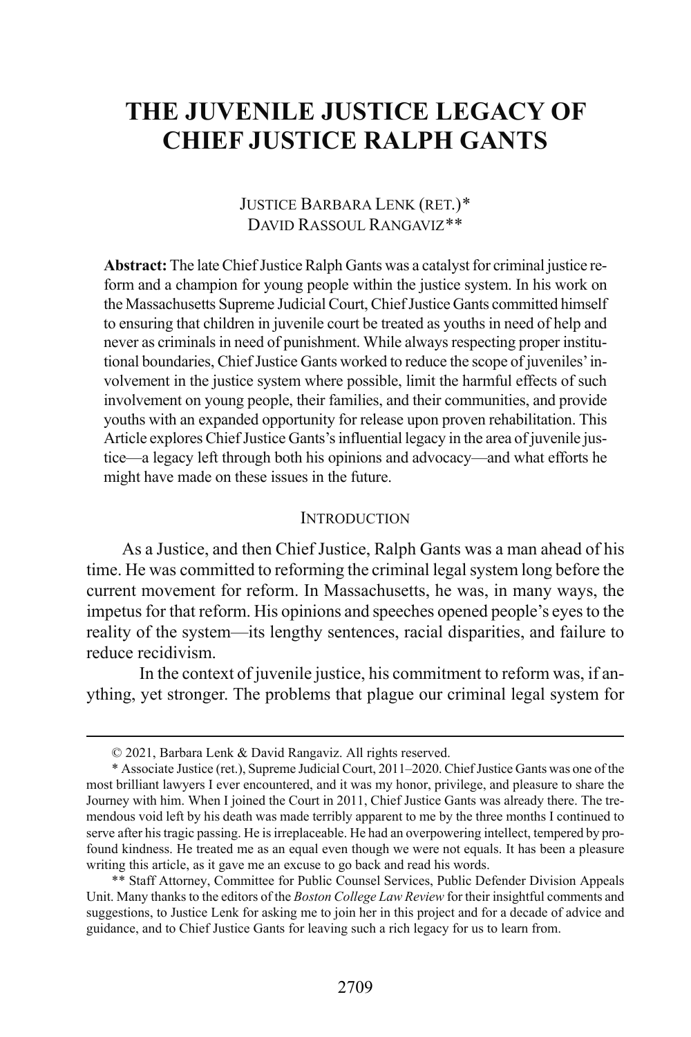# THE JUVENILE JUSTICE LEGACY OF CHIEF JUSTICE RALPH GANTS

JUSTICE BARBARA LENK (RET.)*
DAVID RASSOUL RANGAVIZ**

**Abstract:** The late Chief Justice Ralph Gants was a catalyst for criminal justice reform and a champion for young people within the justice system. In his work on the Massachusetts Supreme Judicial Court, Chief Justice Gants committed himself to ensuring that children in juvenile court be treated as youths in need of help and never as criminals in need of punishment. While always respecting proper institutional boundaries, Chief Justice Gants worked to reduce the scope of juveniles' involvement in the justice system where possible, limit the harmful effects of such involvement on young people, their families, and their communities, and provide youths with an expanded opportunity for release upon proven rehabilitation. This Article explores Chief Justice Gants's influential legacy in the area of juvenile justice—a legacy left through both his opinions and advocacy—and what efforts he might have made on these issues in the future.

## INTRODUCTION

As a Justice, and then Chief Justice, Ralph Gants was a man ahead of his time. He was committed to reforming the criminal legal system long before the current movement for reform. In Massachusetts, he was, in many ways, the impetus for that reform. His opinions and speeches opened people's eyes to the reality of the system—its lengthy sentences, racial disparities, and failure to reduce recidivism.

In the context of juvenile justice, his commitment to reform was, if anything, yet stronger. The problems that plague our criminal legal system for

---

© 2021, Barbara Lenk & David Rangaviz. All rights reserved.

\* Associate Justice (ret.), Supreme Judicial Court, 2011–2020. Chief Justice Gants was one of the most brilliant lawyers I ever encountered, and it was my honor, privilege, and pleasure to share the Journey with him. When I joined the Court in 2011, Chief Justice Gants was already there. The tremendous void left by his death was made terribly apparent to me by the three months I continued to serve after his tragic passing. He is irreplaceable. He had an overpowering intellect, tempered by profound kindness. He treated me as an equal even though we were not equals. It has been a pleasure writing this article, as it gave me an excuse to go back and read his words.

\*\* Staff Attorney, Committee for Public Counsel Services, Public Defender Division Appeals Unit. Many thanks to the editors of the *Boston College Law Review* for their insightful comments and suggestions, to Justice Lenk for asking me to join her in this project and for a decade of advice and guidance, and to Chief Justice Gants for leaving such a rich legacy for us to learn from.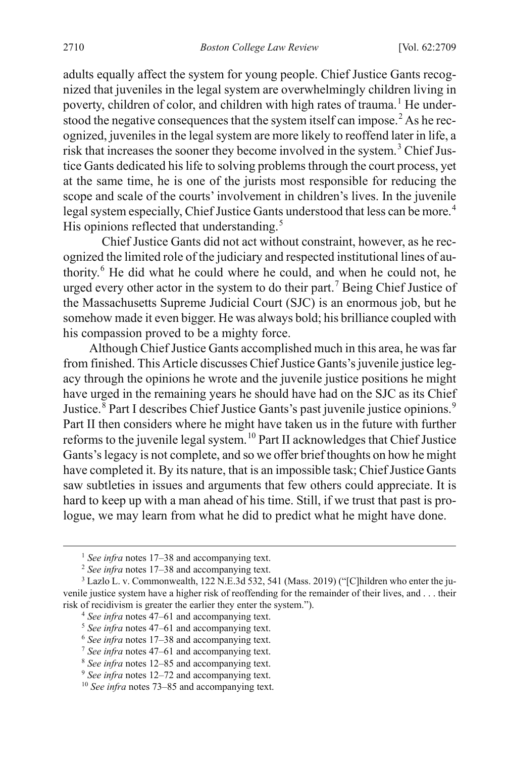adults equally affect the system for young people. Chief Justice Gants recognized that juveniles in the legal system are overwhelmingly children living in poverty, children of color, and children with high rates of trauma.[1] He understood the negative consequences that the system itself can impose.[2] As he recognized, juveniles in the legal system are more likely to reoffend later in life, a risk that increases the sooner they become involved in the system.[3] Chief Justice Gants dedicated his life to solving problems through the court process, yet at the same time, he is one of the jurists most responsible for reducing the scope and scale of the courts' involvement in children's lives. In the juvenile legal system especially, Chief Justice Gants understood that less can be more.[4] His opinions reflected that understanding.[5]

Chief Justice Gants did not act without constraint, however, as he recognized the limited role of the judiciary and respected institutional lines of authority.[6] He did what he could where he could, and when he could not, he urged every other actor in the system to do their part.[7] Being Chief Justice of the Massachusetts Supreme Judicial Court (SJC) is an enormous job, but he somehow made it even bigger. He was always bold; his brilliance coupled with his compassion proved to be a mighty force.

Although Chief Justice Gants accomplished much in this area, he was far from finished. This Article discusses Chief Justice Gants's juvenile justice legacy through the opinions he wrote and the juvenile justice positions he might have urged in the remaining years he should have had on the SJC as its Chief Justice.[8] Part I describes Chief Justice Gants's past juvenile justice opinions.[9] Part II then considers where he might have taken us in the future with further reforms to the juvenile legal system.[10] Part II acknowledges that Chief Justice Gants's legacy is not complete, and so we offer brief thoughts on how he might have completed it. By its nature, that is an impossible task; Chief Justice Gants saw subtleties in issues and arguments that few others could appreciate. It is hard to keep up with a man ahead of his time. Still, if we trust that past is prologue, we may learn from what he did to predict what he might have done.

---

[1] *See infra* notes 17–38 and accompanying text.

[2] *See infra* notes 17–38 and accompanying text.

[3] Lazlo L. v. Commonwealth, 122 N.E.3d 532, 541 (Mass. 2019) ("[C]hildren who enter the juvenile justice system have a higher risk of reoffending for the remainder of their lives, and . . . their risk of recidivism is greater the earlier they enter the system.").

[4] *See infra* notes 47–61 and accompanying text.

[5] *See infra* notes 47–61 and accompanying text.

[6] *See infra* notes 17–38 and accompanying text.

[7] *See infra* notes 47–61 and accompanying text.

[8] *See infra* notes 12–85 and accompanying text.

[9] *See infra* notes 12–72 and accompanying text.

[10] *See infra* notes 73–85 and accompanying text.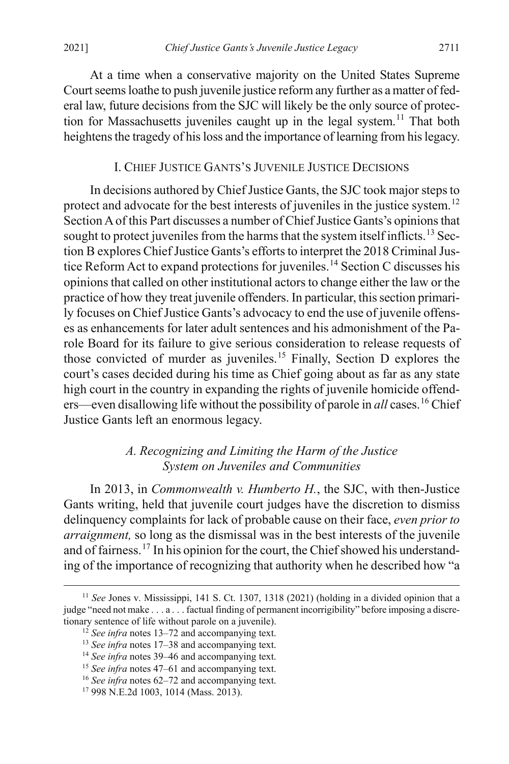At a time when a conservative majority on the United States Supreme Court seems loathe to push juvenile justice reform any further as a matter of federal law, future decisions from the SJC will likely be the only source of protection for Massachusetts juveniles caught up in the legal system.[11] That both heightens the tragedy of his loss and the importance of learning from his legacy.

## I. Chief Justice Gants's Juvenile Justice Decisions

In decisions authored by Chief Justice Gants, the SJC took major steps to protect and advocate for the best interests of juveniles in the justice system.[12] Section A of this Part discusses a number of Chief Justice Gants's opinions that sought to protect juveniles from the harms that the system itself inflicts.[13] Section B explores Chief Justice Gants's efforts to interpret the 2018 Criminal Justice Reform Act to expand protections for juveniles.[14] Section C discusses his opinions that called on other institutional actors to change either the law or the practice of how they treat juvenile offenders. In particular, this section primarily focuses on Chief Justice Gants's advocacy to end the use of juvenile offenses as enhancements for later adult sentences and his admonishment of the Parole Board for its failure to give serious consideration to release requests of those convicted of murder as juveniles.[15] Finally, Section D explores the court's cases decided during his time as Chief going about as far as any state high court in the country in expanding the rights of juvenile homicide offenders—even disallowing life without the possibility of parole in *all* cases.[16] Chief Justice Gants left an enormous legacy.

### *A. Recognizing and Limiting the Harm of the Justice System on Juveniles and Communities*

In 2013, in *Commonwealth v. Humberto H.*, the SJC, with then-Justice Gants writing, held that juvenile court judges have the discretion to dismiss delinquency complaints for lack of probable cause on their face, *even prior to arraignment,* so long as the dismissal was in the best interests of the juvenile and of fairness.[17] In his opinion for the court, the Chief showed his understanding of the importance of recognizing that authority when he described how "a

---

[11] *See* Jones v. Mississippi, 141 S. Ct. 1307, 1318 (2021) (holding in a divided opinion that a judge "need not make . . . a . . . factual finding of permanent incorrigibility" before imposing a discretionary sentence of life without parole on a juvenile).

[12] *See infra* notes 13–72 and accompanying text.

[13] *See infra* notes 17–38 and accompanying text.

[14] *See infra* notes 39–46 and accompanying text.

[15] *See infra* notes 47–61 and accompanying text.

[16] *See infra* notes 62–72 and accompanying text.

[17] 998 N.E.2d 1003, 1014 (Mass. 2013).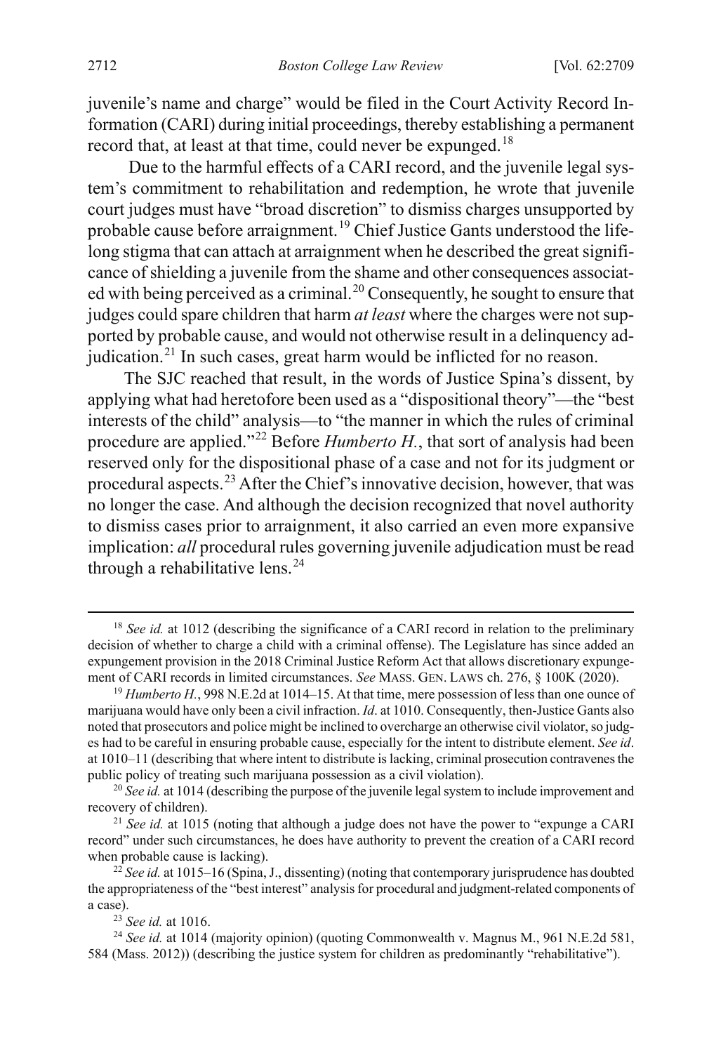juvenile's name and charge" would be filed in the Court Activity Record Information (CARI) during initial proceedings, thereby establishing a permanent record that, at least at that time, could never be expunged.[18]

Due to the harmful effects of a CARI record, and the juvenile legal system's commitment to rehabilitation and redemption, he wrote that juvenile court judges must have "broad discretion" to dismiss charges unsupported by probable cause before arraignment.[19] Chief Justice Gants understood the lifelong stigma that can attach at arraignment when he described the great significance of shielding a juvenile from the shame and other consequences associated with being perceived as a criminal.[20] Consequently, he sought to ensure that judges could spare children that harm *at least* where the charges were not supported by probable cause, and would not otherwise result in a delinquency adjudication.[21] In such cases, great harm would be inflicted for no reason.

The SJC reached that result, in the words of Justice Spina's dissent, by applying what had heretofore been used as a "dispositional theory"—the "best interests of the child" analysis—to "the manner in which the rules of criminal procedure are applied."[22] Before *Humberto H.*, that sort of analysis had been reserved only for the dispositional phase of a case and not for its judgment or procedural aspects.[23] After the Chief's innovative decision, however, that was no longer the case. And although the decision recognized that novel authority to dismiss cases prior to arraignment, it also carried an even more expansive implication: *all* procedural rules governing juvenile adjudication must be read through a rehabilitative lens.[24]

---

[18] *See id.* at 1012 (describing the significance of a CARI record in relation to the preliminary decision of whether to charge a child with a criminal offense). The Legislature has since added an expungement provision in the 2018 Criminal Justice Reform Act that allows discretionary expungement of CARI records in limited circumstances. *See* MASS. GEN. LAWS ch. 276, § 100K (2020).

[19] *Humberto H.*, 998 N.E.2d at 1014–15. At that time, mere possession of less than one ounce of marijuana would have only been a civil infraction. *Id*. at 1010. Consequently, then-Justice Gants also noted that prosecutors and police might be inclined to overcharge an otherwise civil violator, so judges had to be careful in ensuring probable cause, especially for the intent to distribute element. *See id*. at 1010–11 (describing that where intent to distribute is lacking, criminal prosecution contravenes the public policy of treating such marijuana possession as a civil violation).

[20] *See id.* at 1014 (describing the purpose of the juvenile legal system to include improvement and recovery of children).

[21] *See id.* at 1015 (noting that although a judge does not have the power to "expunge a CARI record" under such circumstances, he does have authority to prevent the creation of a CARI record when probable cause is lacking).

[22] *See id.* at 1015–16 (Spina, J., dissenting) (noting that contemporary jurisprudence has doubted the appropriateness of the "best interest" analysis for procedural and judgment-related components of a case).

[23] *See id.* at 1016.

[24] *See id.* at 1014 (majority opinion) (quoting Commonwealth v. Magnus M., 961 N.E.2d 581, 584 (Mass. 2012)) (describing the justice system for children as predominantly "rehabilitative").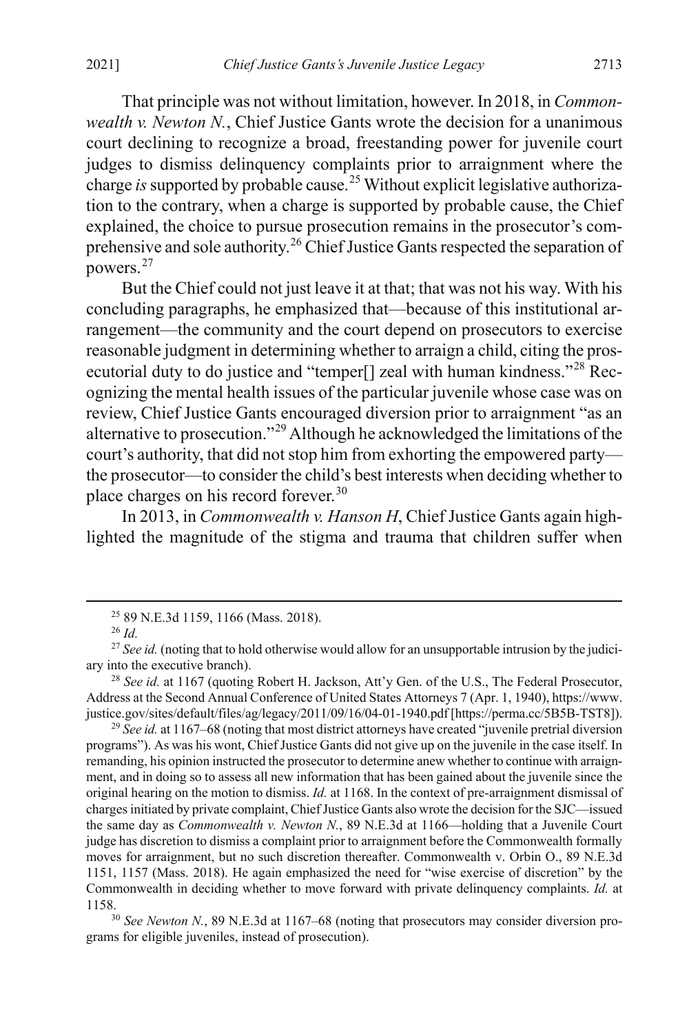That principle was not without limitation, however. In 2018, in *Commonwealth v. Newton N.*, Chief Justice Gants wrote the decision for a unanimous court declining to recognize a broad, freestanding power for juvenile court judges to dismiss delinquency complaints prior to arraignment where the charge *is* supported by probable cause.[25] Without explicit legislative authorization to the contrary, when a charge is supported by probable cause, the Chief explained, the choice to pursue prosecution remains in the prosecutor's comprehensive and sole authority.[26] Chief Justice Gants respected the separation of powers.[27]

But the Chief could not just leave it at that; that was not his way. With his concluding paragraphs, he emphasized that—because of this institutional arrangement—the community and the court depend on prosecutors to exercise reasonable judgment in determining whether to arraign a child, citing the prosecutorial duty to do justice and "temper[] zeal with human kindness."[28] Recognizing the mental health issues of the particular juvenile whose case was on review, Chief Justice Gants encouraged diversion prior to arraignment "as an alternative to prosecution."[29] Although he acknowledged the limitations of the court's authority, that did not stop him from exhorting the empowered party—the prosecutor—to consider the child's best interests when deciding whether to place charges on his record forever.[30]

In 2013, in *Commonwealth v. Hanson H*, Chief Justice Gants again highlighted the magnitude of the stigma and trauma that children suffer when

---

[25] 89 N.E.3d 1159, 1166 (Mass. 2018).

[26] *Id.*

[27] *See id.* (noting that to hold otherwise would allow for an unsupportable intrusion by the judiciary into the executive branch).

[28] *See id.* at 1167 (quoting Robert H. Jackson, Att'y Gen. of the U.S., The Federal Prosecutor, Address at the Second Annual Conference of United States Attorneys 7 (Apr. 1, 1940), https://www.justice.gov/sites/default/files/ag/legacy/2011/09/16/04-01-1940.pdf [https://perma.cc/5B5B-TST8]).

[29] *See id.* at 1167–68 (noting that most district attorneys have created "juvenile pretrial diversion programs"). As was his wont, Chief Justice Gants did not give up on the juvenile in the case itself. In remanding, his opinion instructed the prosecutor to determine anew whether to continue with arraignment, and in doing so to assess all new information that has been gained about the juvenile since the original hearing on the motion to dismiss. *Id.* at 1168. In the context of pre-arraignment dismissal of charges initiated by private complaint, Chief Justice Gants also wrote the decision for the SJC—issued the same day as *Commonwealth v. Newton N.*, 89 N.E.3d at 1166—holding that a Juvenile Court judge has discretion to dismiss a complaint prior to arraignment before the Commonwealth formally moves for arraignment, but no such discretion thereafter. Commonwealth v. Orbin O., 89 N.E.3d 1151, 1157 (Mass. 2018). He again emphasized the need for "wise exercise of discretion" by the Commonwealth in deciding whether to move forward with private delinquency complaints. *Id.* at 1158.

[30] *See Newton N.*, 89 N.E.3d at 1167–68 (noting that prosecutors may consider diversion programs for eligible juveniles, instead of prosecution).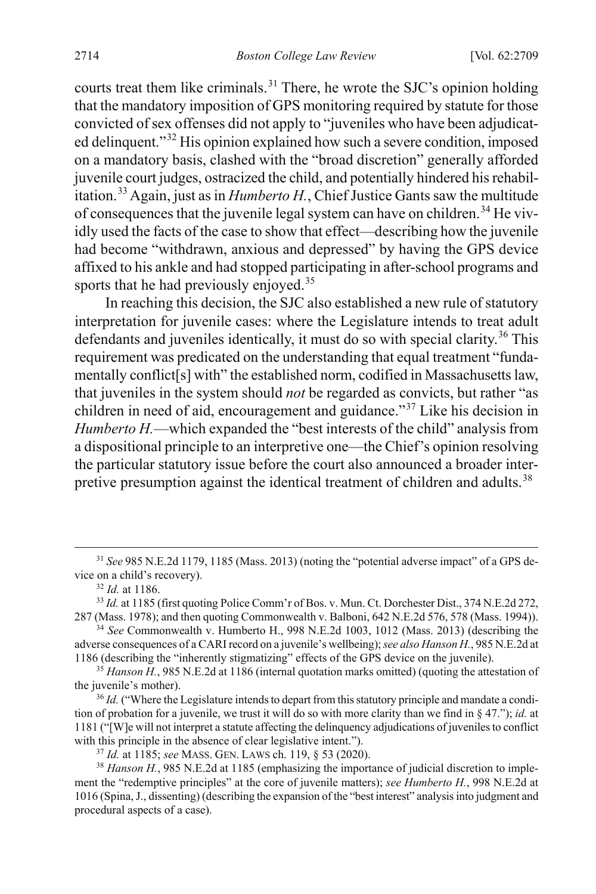courts treat them like criminals.[31] There, he wrote the SJC's opinion holding that the mandatory imposition of GPS monitoring required by statute for those convicted of sex offenses did not apply to "juveniles who have been adjudicated delinquent."[32] His opinion explained how such a severe condition, imposed on a mandatory basis, clashed with the "broad discretion" generally afforded juvenile court judges, ostracized the child, and potentially hindered his rehabilitation.[33] Again, just as in *Humberto H.*, Chief Justice Gants saw the multitude of consequences that the juvenile legal system can have on children.[34] He vividly used the facts of the case to show that effect—describing how the juvenile had become "withdrawn, anxious and depressed" by having the GPS device affixed to his ankle and had stopped participating in after-school programs and sports that he had previously enjoyed.[35]

In reaching this decision, the SJC also established a new rule of statutory interpretation for juvenile cases: where the Legislature intends to treat adult defendants and juveniles identically, it must do so with special clarity.[36] This requirement was predicated on the understanding that equal treatment "fundamentally conflict[s] with" the established norm, codified in Massachusetts law, that juveniles in the system should *not* be regarded as convicts, but rather "as children in need of aid, encouragement and guidance."[37] Like his decision in *Humberto H.*—which expanded the "best interests of the child" analysis from a dispositional principle to an interpretive one—the Chief's opinion resolving the particular statutory issue before the court also announced a broader interpretive presumption against the identical treatment of children and adults.[38]

---

[31] *See* 985 N.E.2d 1179, 1185 (Mass. 2013) (noting the "potential adverse impact" of a GPS device on a child's recovery).

[32] *Id.* at 1186.

[33] *Id.* at 1185 (first quoting Police Comm'r of Bos. v. Mun. Ct. Dorchester Dist., 374 N.E.2d 272, 287 (Mass. 1978); and then quoting Commonwealth v. Balboni, 642 N.E.2d 576, 578 (Mass. 1994)).

[34] *See* Commonwealth v. Humberto H., 998 N.E.2d 1003, 1012 (Mass. 2013) (describing the adverse consequences of a CARI record on a juvenile's wellbeing); *see also Hanson H.*, 985 N.E.2d at 1186 (describing the "inherently stigmatizing" effects of the GPS device on the juvenile).

[35] *Hanson H.*, 985 N.E.2d at 1186 (internal quotation marks omitted) (quoting the attestation of the juvenile's mother).

[36] *Id.* ("Where the Legislature intends to depart from this statutory principle and mandate a condition of probation for a juvenile, we trust it will do so with more clarity than we find in § 47."); *id.* at 1181 ("[W]e will not interpret a statute affecting the delinquency adjudications of juveniles to conflict with this principle in the absence of clear legislative intent.").

[37] *Id.* at 1185; *see* MASS. GEN. LAWS ch. 119, § 53 (2020).

[38] *Hanson H.*, 985 N.E.2d at 1185 (emphasizing the importance of judicial discretion to implement the "redemptive principles" at the core of juvenile matters); *see Humberto H.*, 998 N.E.2d at 1016 (Spina, J., dissenting) (describing the expansion of the "best interest" analysis into judgment and procedural aspects of a case).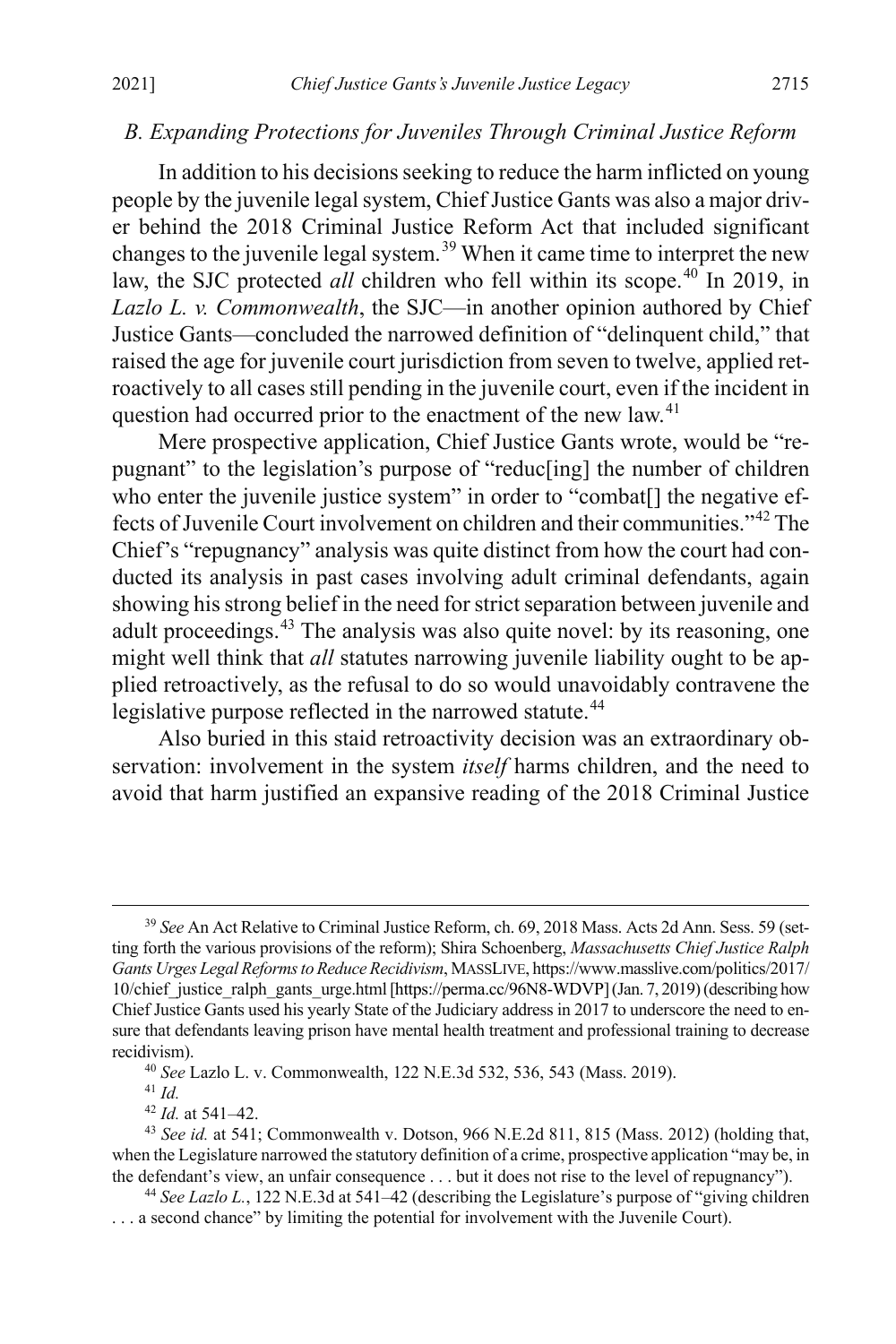### B. Expanding Protections for Juveniles Through Criminal Justice Reform

In addition to his decisions seeking to reduce the harm inflicted on young people by the juvenile legal system, Chief Justice Gants was also a major driver behind the 2018 Criminal Justice Reform Act that included significant changes to the juvenile legal system.[39] When it came time to interpret the new law, the SJC protected *all* children who fell within its scope.[40] In 2019, in *Lazlo L. v. Commonwealth*, the SJC—in another opinion authored by Chief Justice Gants—concluded the narrowed definition of "delinquent child," that raised the age for juvenile court jurisdiction from seven to twelve, applied retroactively to all cases still pending in the juvenile court, even if the incident in question had occurred prior to the enactment of the new law.[41]

Mere prospective application, Chief Justice Gants wrote, would be "repugnant" to the legislation's purpose of "reduc[ing] the number of children who enter the juvenile justice system" in order to "combat[] the negative effects of Juvenile Court involvement on children and their communities."[42] The Chief's "repugnancy" analysis was quite distinct from how the court had conducted its analysis in past cases involving adult criminal defendants, again showing his strong belief in the need for strict separation between juvenile and adult proceedings.[43] The analysis was also quite novel: by its reasoning, one might well think that *all* statutes narrowing juvenile liability ought to be applied retroactively, as the refusal to do so would unavoidably contravene the legislative purpose reflected in the narrowed statute.[44]

Also buried in this staid retroactivity decision was an extraordinary observation: involvement in the system *itself* harms children, and the need to avoid that harm justified an expansive reading of the 2018 Criminal Justice

---

[39] *See* An Act Relative to Criminal Justice Reform, ch. 69, 2018 Mass. Acts 2d Ann. Sess. 59 (setting forth the various provisions of the reform); Shira Schoenberg, *Massachusetts Chief Justice Ralph Gants Urges Legal Reforms to Reduce Recidivism*, MASSLIVE, https://www.masslive.com/politics/2017/10/chief_justice_ralph_gants_urge.html [https://perma.cc/96N8-WDVP] (Jan. 7, 2019) (describing how Chief Justice Gants used his yearly State of the Judiciary address in 2017 to underscore the need to ensure that defendants leaving prison have mental health treatment and professional training to decrease recidivism).

[40] *See* Lazlo L. v. Commonwealth, 122 N.E.3d 532, 536, 543 (Mass. 2019).

[41] *Id.*

[42] *Id.* at 541–42.

[43] *See id.* at 541; Commonwealth v. Dotson, 966 N.E.2d 811, 815 (Mass. 2012) (holding that, when the Legislature narrowed the statutory definition of a crime, prospective application "may be, in the defendant's view, an unfair consequence . . . but it does not rise to the level of repugnancy").

[44] *See Lazlo L.*, 122 N.E.3d at 541–42 (describing the Legislature's purpose of "giving children . . . a second chance" by limiting the potential for involvement with the Juvenile Court).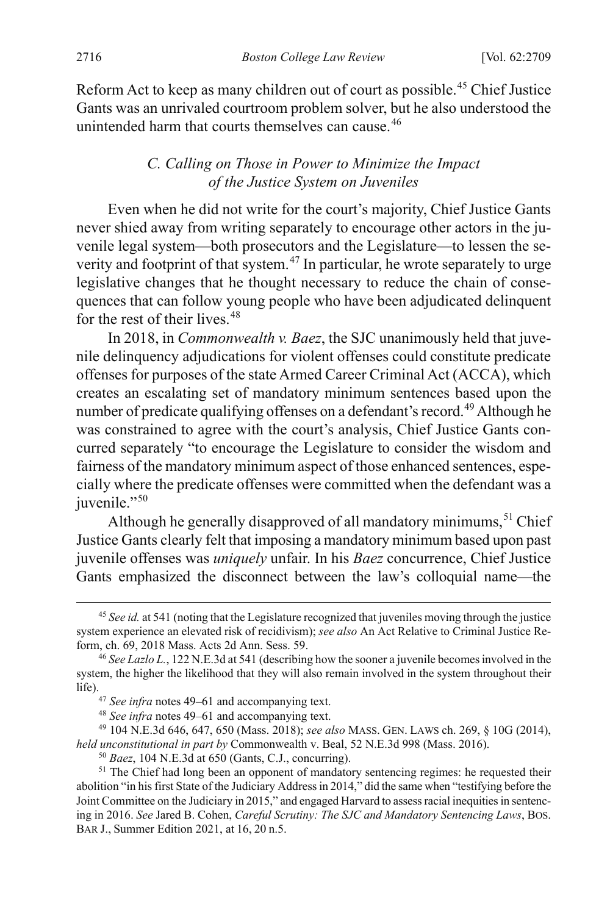Reform Act to keep as many children out of court as possible.[45] Chief Justice Gants was an unrivaled courtroom problem solver, but he also understood the unintended harm that courts themselves can cause.[46]

### *C. Calling on Those in Power to Minimize the Impact of the Justice System on Juveniles*

Even when he did not write for the court's majority, Chief Justice Gants never shied away from writing separately to encourage other actors in the juvenile legal system—both prosecutors and the Legislature—to lessen the severity and footprint of that system.[47] In particular, he wrote separately to urge legislative changes that he thought necessary to reduce the chain of consequences that can follow young people who have been adjudicated delinquent for the rest of their lives.[48]

In 2018, in *Commonwealth v. Baez*, the SJC unanimously held that juvenile delinquency adjudications for violent offenses could constitute predicate offenses for purposes of the state Armed Career Criminal Act (ACCA), which creates an escalating set of mandatory minimum sentences based upon the number of predicate qualifying offenses on a defendant's record.[49] Although he was constrained to agree with the court's analysis, Chief Justice Gants concurred separately "to encourage the Legislature to consider the wisdom and fairness of the mandatory minimum aspect of those enhanced sentences, especially where the predicate offenses were committed when the defendant was a juvenile."[50]

Although he generally disapproved of all mandatory minimums,[51] Chief Justice Gants clearly felt that imposing a mandatory minimum based upon past juvenile offenses was *uniquely* unfair. In his *Baez* concurrence, Chief Justice Gants emphasized the disconnect between the law's colloquial name—the

---

[45] *See id.* at 541 (noting that the Legislature recognized that juveniles moving through the justice system experience an elevated risk of recidivism); *see also* An Act Relative to Criminal Justice Reform, ch. 69, 2018 Mass. Acts 2d Ann. Sess. 59.

[46] *See Lazlo L.*, 122 N.E.3d at 541 (describing how the sooner a juvenile becomes involved in the system, the higher the likelihood that they will also remain involved in the system throughout their life).

[47] *See infra* notes 49–61 and accompanying text.

[48] *See infra* notes 49–61 and accompanying text.

[49] 104 N.E.3d 646, 647, 650 (Mass. 2018); *see also* MASS. GEN. LAWS ch. 269, § 10G (2014), *held unconstitutional in part by* Commonwealth v. Beal, 52 N.E.3d 998 (Mass. 2016).

[50] *Baez*, 104 N.E.3d at 650 (Gants, C.J., concurring).

[51] The Chief had long been an opponent of mandatory sentencing regimes: he requested their abolition "in his first State of the Judiciary Address in 2014," did the same when "testifying before the Joint Committee on the Judiciary in 2015," and engaged Harvard to assess racial inequities in sentencing in 2016. *See* Jared B. Cohen, *Careful Scrutiny: The SJC and Mandatory Sentencing Laws*, BOS. BAR J., Summer Edition 2021, at 16, 20 n.5.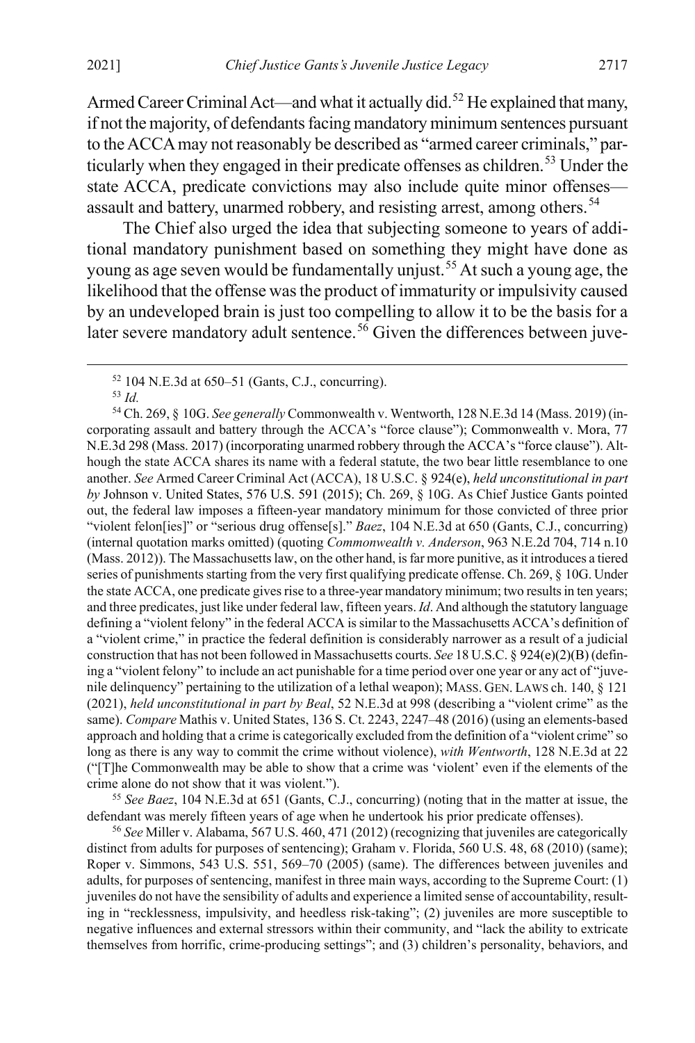Armed Career Criminal Act—and what it actually did.[52] He explained that many, if not the majority, of defendants facing mandatory minimum sentences pursuant to the ACCA may not reasonably be described as "armed career criminals," particularly when they engaged in their predicate offenses as children.[53] Under the state ACCA, predicate convictions may also include quite minor offenses—assault and battery, unarmed robbery, and resisting arrest, among others.[54]

The Chief also urged the idea that subjecting someone to years of additional mandatory punishment based on something they might have done as young as age seven would be fundamentally unjust.[55] At such a young age, the likelihood that the offense was the product of immaturity or impulsivity caused by an undeveloped brain is just too compelling to allow it to be the basis for a later severe mandatory adult sentence.[56] Given the differences between juve-

---

[52] 104 N.E.3d at 650–51 (Gants, C.J., concurring).

[53] *Id.*

[54] Ch. 269, § 10G. *See generally* Commonwealth v. Wentworth, 128 N.E.3d 14 (Mass. 2019) (incorporating assault and battery through the ACCA's "force clause"); Commonwealth v. Mora, 77 N.E.3d 298 (Mass. 2017) (incorporating unarmed robbery through the ACCA's "force clause"). Although the state ACCA shares its name with a federal statute, the two bear little resemblance to one another. *See* Armed Career Criminal Act (ACCA), 18 U.S.C. § 924(e), *held unconstitutional in part by* Johnson v. United States, 576 U.S. 591 (2015); Ch. 269, § 10G. As Chief Justice Gants pointed out, the federal law imposes a fifteen-year mandatory minimum for those convicted of three prior "violent felon[ies]" or "serious drug offense[s]." *Baez*, 104 N.E.3d at 650 (Gants, C.J., concurring) (internal quotation marks omitted) (quoting *Commonwealth v. Anderson*, 963 N.E.2d 704, 714 n.10 (Mass. 2012)). The Massachusetts law, on the other hand, is far more punitive, as it introduces a tiered series of punishments starting from the very first qualifying predicate offense. Ch. 269, § 10G. Under the state ACCA, one predicate gives rise to a three-year mandatory minimum; two results in ten years; and three predicates, just like under federal law, fifteen years. *Id*. And although the statutory language defining a "violent felony" in the federal ACCA is similar to the Massachusetts ACCA's definition of a "violent crime," in practice the federal definition is considerably narrower as a result of a judicial construction that has not been followed in Massachusetts courts. *See* 18 U.S.C. § 924(e)(2)(B) (defining a "violent felony" to include an act punishable for a time period over one year or any act of "juvenile delinquency" pertaining to the utilization of a lethal weapon); MASS. GEN. LAWS ch. 140, § 121 (2021), *held unconstitutional in part by Beal*, 52 N.E.3d at 998 (describing a "violent crime" as the same). *Compare* Mathis v. United States, 136 S. Ct. 2243, 2247–48 (2016) (using an elements-based approach and holding that a crime is categorically excluded from the definition of a "violent crime" so long as there is any way to commit the crime without violence), *with Wentworth*, 128 N.E.3d at 22 ("[T]he Commonwealth may be able to show that a crime was 'violent' even if the elements of the crime alone do not show that it was violent.").

[55] *See Baez*, 104 N.E.3d at 651 (Gants, C.J., concurring) (noting that in the matter at issue, the defendant was merely fifteen years of age when he undertook his prior predicate offenses).

[56] *See* Miller v. Alabama, 567 U.S. 460, 471 (2012) (recognizing that juveniles are categorically distinct from adults for purposes of sentencing); Graham v. Florida, 560 U.S. 48, 68 (2010) (same); Roper v. Simmons, 543 U.S. 551, 569–70 (2005) (same). The differences between juveniles and adults, for purposes of sentencing, manifest in three main ways, according to the Supreme Court: (1) juveniles do not have the sensibility of adults and experience a limited sense of accountability, resulting in "recklessness, impulsivity, and heedless risk-taking"; (2) juveniles are more susceptible to negative influences and external stressors within their community, and "lack the ability to extricate themselves from horrific, crime-producing settings"; and (3) children's personality, behaviors, and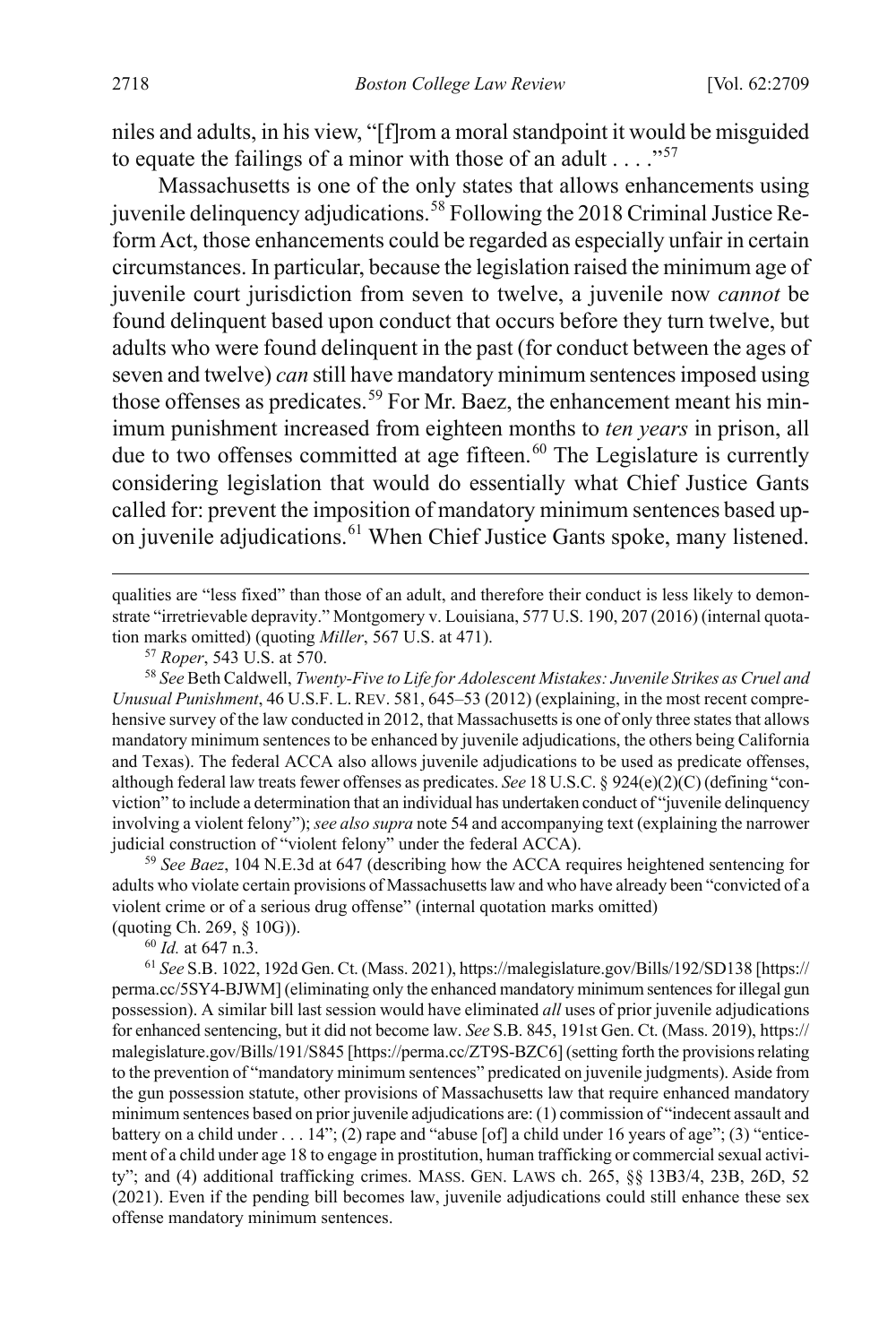niles and adults, in his view, "[f]rom a moral standpoint it would be misguided to equate the failings of a minor with those of an adult . . . ."[57]

Massachusetts is one of the only states that allows enhancements using juvenile delinquency adjudications.[58] Following the 2018 Criminal Justice Reform Act, those enhancements could be regarded as especially unfair in certain circumstances. In particular, because the legislation raised the minimum age of juvenile court jurisdiction from seven to twelve, a juvenile now *cannot* be found delinquent based upon conduct that occurs before they turn twelve, but adults who were found delinquent in the past (for conduct between the ages of seven and twelve) *can* still have mandatory minimum sentences imposed using those offenses as predicates.[59] For Mr. Baez, the enhancement meant his minimum punishment increased from eighteen months to *ten years* in prison, all due to two offenses committed at age fifteen.[60] The Legislature is currently considering legislation that would do essentially what Chief Justice Gants called for: prevent the imposition of mandatory minimum sentences based upon juvenile adjudications.[61] When Chief Justice Gants spoke, many listened.

---

qualities are "less fixed" than those of an adult, and therefore their conduct is less likely to demonstrate "irretrievable depravity." Montgomery v. Louisiana, 577 U.S. 190, 207 (2016) (internal quotation marks omitted) (quoting *Miller*, 567 U.S. at 471).

[57] *Roper*, 543 U.S. at 570.

[58] *See* Beth Caldwell, *Twenty-Five to Life for Adolescent Mistakes: Juvenile Strikes as Cruel and Unusual Punishment*, 46 U.S.F. L. REV. 581, 645–53 (2012) (explaining, in the most recent comprehensive survey of the law conducted in 2012, that Massachusetts is one of only three states that allows mandatory minimum sentences to be enhanced by juvenile adjudications, the others being California and Texas). The federal ACCA also allows juvenile adjudications to be used as predicate offenses, although federal law treats fewer offenses as predicates. *See* 18 U.S.C. § 924(e)(2)(C) (defining "conviction" to include a determination that an individual has undertaken conduct of "juvenile delinquency involving a violent felony"); *see also supra* note 54 and accompanying text (explaining the narrower judicial construction of "violent felony" under the federal ACCA).

[59] *See Baez*, 104 N.E.3d at 647 (describing how the ACCA requires heightened sentencing for adults who violate certain provisions of Massachusetts law and who have already been "convicted of a violent crime or of a serious drug offense" (internal quotation marks omitted) (quoting Ch. 269, § 10G)).

[60] *Id.* at 647 n.3.

[61] *See* S.B. 1022, 192d Gen. Ct. (Mass. 2021), https://malegislature.gov/Bills/192/SD138 [https://perma.cc/5SY4-BJWM] (eliminating only the enhanced mandatory minimum sentences for illegal gun possession). A similar bill last session would have eliminated *all* uses of prior juvenile adjudications for enhanced sentencing, but it did not become law. *See* S.B. 845, 191st Gen. Ct. (Mass. 2019), https://malegislature.gov/Bills/191/S845 [https://perma.cc/ZT9S-BZC6] (setting forth the provisions relating to the prevention of "mandatory minimum sentences" predicated on juvenile judgments). Aside from the gun possession statute, other provisions of Massachusetts law that require enhanced mandatory minimum sentences based on prior juvenile adjudications are: (1) commission of "indecent assault and battery on a child under . . . 14"; (2) rape and "abuse [of] a child under 16 years of age"; (3) "enticement of a child under age 18 to engage in prostitution, human trafficking or commercial sexual activity"; and (4) additional trafficking crimes. MASS. GEN. LAWS ch. 265, §§ 13B3/4, 23B, 26D, 52 (2021). Even if the pending bill becomes law, juvenile adjudications could still enhance these sex offense mandatory minimum sentences.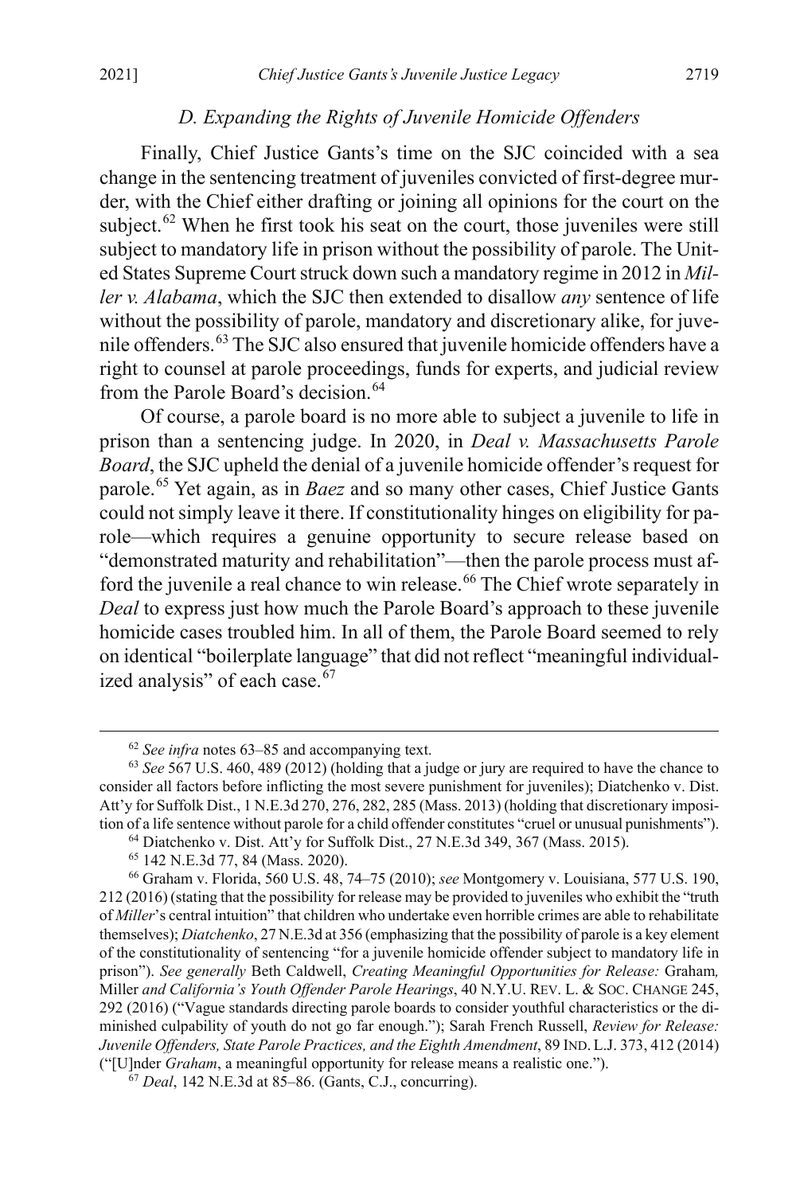### *D. Expanding the Rights of Juvenile Homicide Offenders*

Finally, Chief Justice Gants's time on the SJC coincided with a sea change in the sentencing treatment of juveniles convicted of first-degree murder, with the Chief either drafting or joining all opinions for the court on the subject.[62] When he first took his seat on the court, those juveniles were still subject to mandatory life in prison without the possibility of parole. The United States Supreme Court struck down such a mandatory regime in 2012 in *Miller v. Alabama*, which the SJC then extended to disallow *any* sentence of life without the possibility of parole, mandatory and discretionary alike, for juvenile offenders.[63] The SJC also ensured that juvenile homicide offenders have a right to counsel at parole proceedings, funds for experts, and judicial review from the Parole Board's decision.[64]

Of course, a parole board is no more able to subject a juvenile to life in prison than a sentencing judge. In 2020, in *Deal v. Massachusetts Parole Board*, the SJC upheld the denial of a juvenile homicide offender's request for parole.[65] Yet again, as in *Baez* and so many other cases, Chief Justice Gants could not simply leave it there. If constitutionality hinges on eligibility for parole—which requires a genuine opportunity to secure release based on "demonstrated maturity and rehabilitation"—then the parole process must afford the juvenile a real chance to win release.[66] The Chief wrote separately in *Deal* to express just how much the Parole Board's approach to these juvenile homicide cases troubled him. In all of them, the Parole Board seemed to rely on identical "boilerplate language" that did not reflect "meaningful individualized analysis" of each case.[67]

---

[62] *See infra* notes 63–85 and accompanying text.

[63] *See* 567 U.S. 460, 489 (2012) (holding that a judge or jury are required to have the chance to consider all factors before inflicting the most severe punishment for juveniles); Diatchenko v. Dist. Att'y for Suffolk Dist., 1 N.E.3d 270, 276, 282, 285 (Mass. 2013) (holding that discretionary imposition of a life sentence without parole for a child offender constitutes "cruel or unusual punishments").

[64] Diatchenko v. Dist. Att'y for Suffolk Dist., 27 N.E.3d 349, 367 (Mass. 2015).

[65] 142 N.E.3d 77, 84 (Mass. 2020).

[66] Graham v. Florida, 560 U.S. 48, 74–75 (2010); *see* Montgomery v. Louisiana, 577 U.S. 190, 212 (2016) (stating that the possibility for release may be provided to juveniles who exhibit the "truth of *Miller*'s central intuition" that children who undertake even horrible crimes are able to rehabilitate themselves); *Diatchenko*, 27 N.E.3d at 356 (emphasizing that the possibility of parole is a key element of the constitutionality of sentencing "for a juvenile homicide offender subject to mandatory life in prison"). *See generally* Beth Caldwell, *Creating Meaningful Opportunities for Release:* Graham*,* Miller *and California's Youth Offender Parole Hearings*, 40 N.Y.U. REV. L. & SOC. CHANGE 245, 292 (2016) ("Vague standards directing parole boards to consider youthful characteristics or the diminished culpability of youth do not go far enough."); Sarah French Russell, *Review for Release: Juvenile Offenders, State Parole Practices, and the Eighth Amendment*, 89 IND. L.J. 373, 412 (2014) ("[U]nder *Graham*, a meaningful opportunity for release means a realistic one.").

[67] *Deal*, 142 N.E.3d at 85–86. (Gants, C.J., concurring).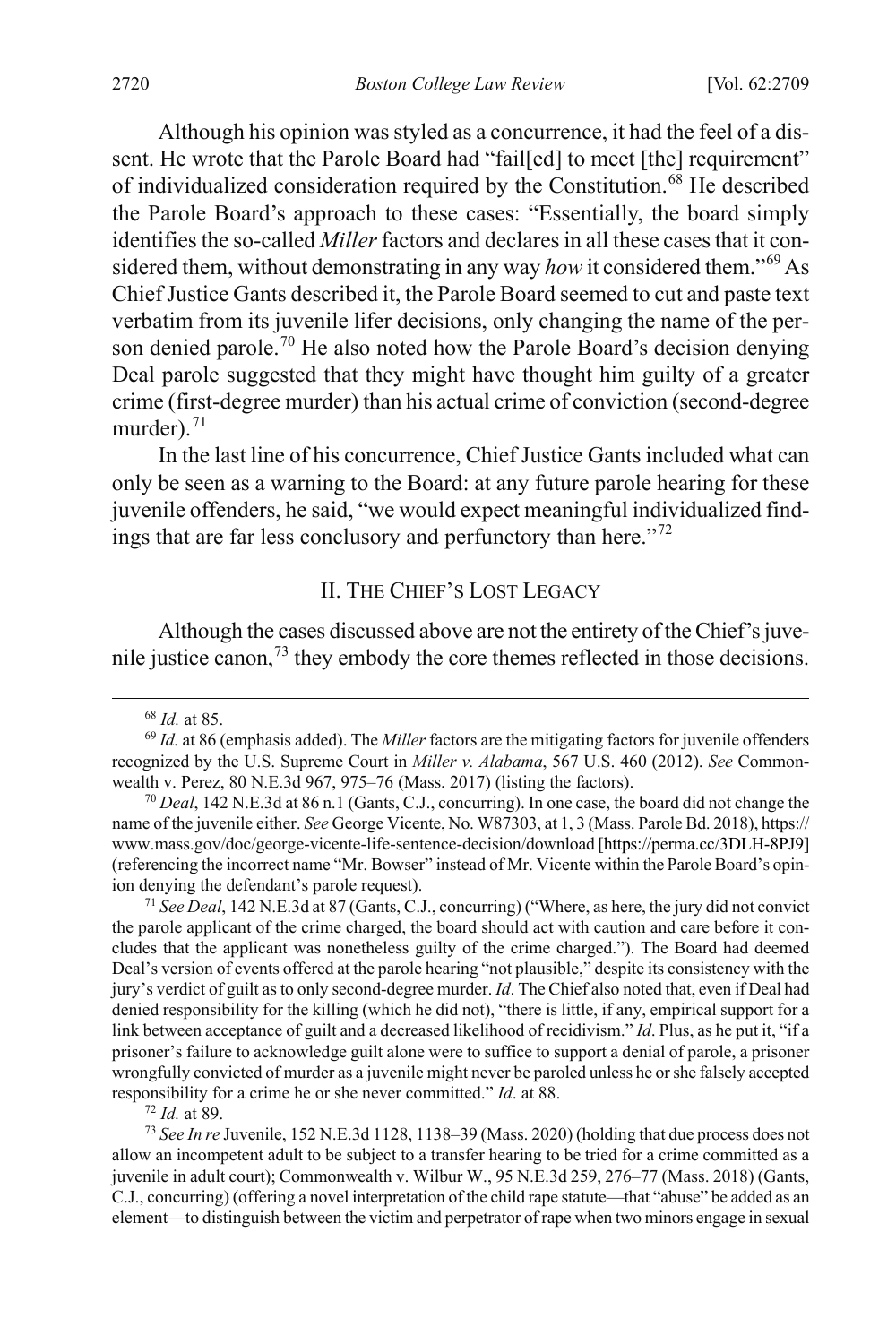Although his opinion was styled as a concurrence, it had the feel of a dissent. He wrote that the Parole Board had "fail[ed] to meet [the] requirement" of individualized consideration required by the Constitution.[68] He described the Parole Board's approach to these cases: "Essentially, the board simply identifies the so-called *Miller* factors and declares in all these cases that it considered them, without demonstrating in any way *how* it considered them."[69] As Chief Justice Gants described it, the Parole Board seemed to cut and paste text verbatim from its juvenile lifer decisions, only changing the name of the person denied parole.[70] He also noted how the Parole Board's decision denying Deal parole suggested that they might have thought him guilty of a greater crime (first-degree murder) than his actual crime of conviction (second-degree murder).[71]

In the last line of his concurrence, Chief Justice Gants included what can only be seen as a warning to the Board: at any future parole hearing for these juvenile offenders, he said, "we would expect meaningful individualized findings that are far less conclusory and perfunctory than here."[72]

## II. THE CHIEF'S LOST LEGACY

Although the cases discussed above are not the entirety of the Chief's juvenile justice canon,[73] they embody the core themes reflected in those decisions.

---

[68] *Id.* at 85.

[69] *Id.* at 86 (emphasis added). The *Miller* factors are the mitigating factors for juvenile offenders recognized by the U.S. Supreme Court in *Miller v. Alabama*, 567 U.S. 460 (2012). *See* Commonwealth v. Perez, 80 N.E.3d 967, 975–76 (Mass. 2017) (listing the factors).

[70] *Deal*, 142 N.E.3d at 86 n.1 (Gants, C.J., concurring). In one case, the board did not change the name of the juvenile either. *See* George Vicente, No. W87303, at 1, 3 (Mass. Parole Bd. 2018), https://www.mass.gov/doc/george-vicente-life-sentence-decision/download [https://perma.cc/3DLH-8PJ9] (referencing the incorrect name "Mr. Bowser" instead of Mr. Vicente within the Parole Board's opinion denying the defendant's parole request).

[71] *See Deal*, 142 N.E.3d at 87 (Gants, C.J., concurring) ("Where, as here, the jury did not convict the parole applicant of the crime charged, the board should act with caution and care before it concludes that the applicant was nonetheless guilty of the crime charged."). The Board had deemed Deal's version of events offered at the parole hearing "not plausible," despite its consistency with the jury's verdict of guilt as to only second-degree murder. *Id*. The Chief also noted that, even if Deal had denied responsibility for the killing (which he did not), "there is little, if any, empirical support for a link between acceptance of guilt and a decreased likelihood of recidivism." *Id*. Plus, as he put it, "if a prisoner's failure to acknowledge guilt alone were to suffice to support a denial of parole, a prisoner wrongfully convicted of murder as a juvenile might never be paroled unless he or she falsely accepted responsibility for a crime he or she never committed." *Id*. at 88.

[72] *Id.* at 89.

[73] *See In re* Juvenile, 152 N.E.3d 1128, 1138–39 (Mass. 2020) (holding that due process does not allow an incompetent adult to be subject to a transfer hearing to be tried for a crime committed as a juvenile in adult court); Commonwealth v. Wilbur W., 95 N.E.3d 259, 276–77 (Mass. 2018) (Gants, C.J., concurring) (offering a novel interpretation of the child rape statute—that "abuse" be added as an element—to distinguish between the victim and perpetrator of rape when two minors engage in sexual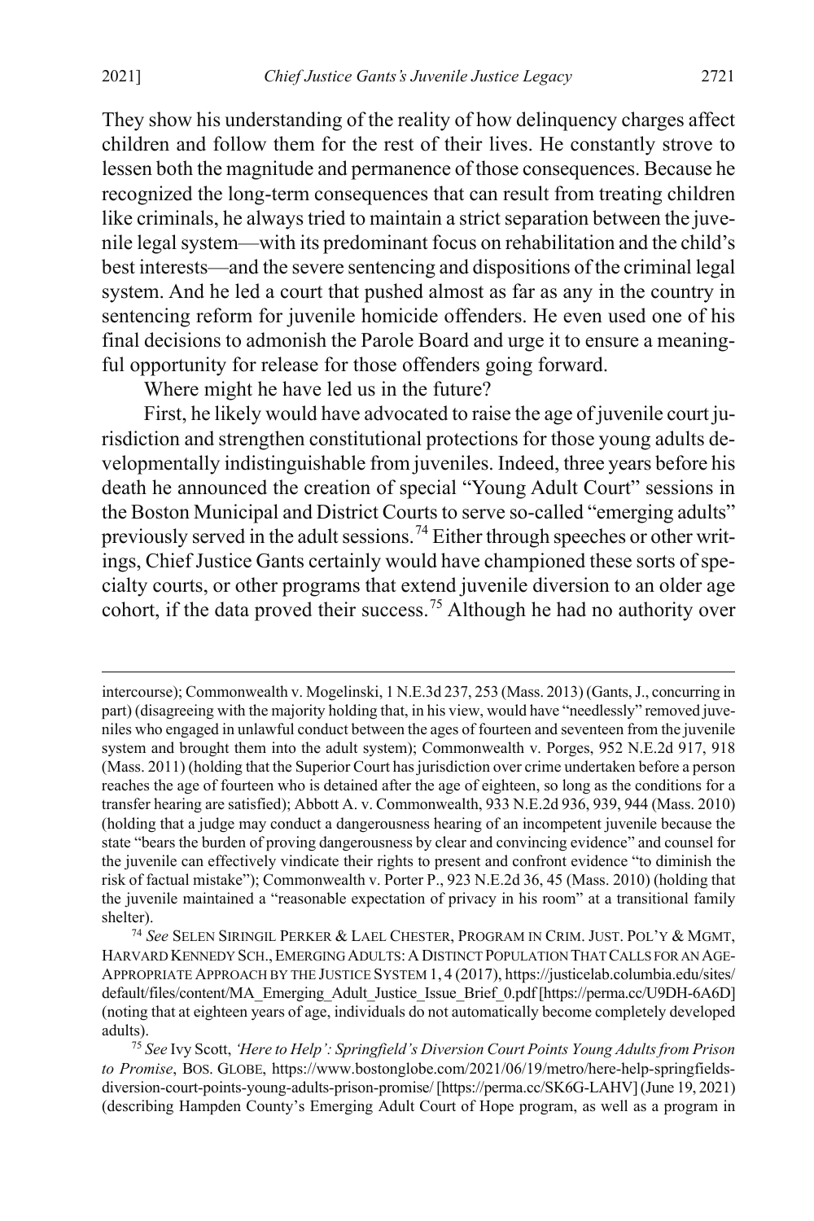They show his understanding of the reality of how delinquency charges affect children and follow them for the rest of their lives. He constantly strove to lessen both the magnitude and permanence of those consequences. Because he recognized the long-term consequences that can result from treating children like criminals, he always tried to maintain a strict separation between the juvenile legal system—with its predominant focus on rehabilitation and the child's best interests—and the severe sentencing and dispositions of the criminal legal system. And he led a court that pushed almost as far as any in the country in sentencing reform for juvenile homicide offenders. He even used one of his final decisions to admonish the Parole Board and urge it to ensure a meaningful opportunity for release for those offenders going forward.

Where might he have led us in the future?

First, he likely would have advocated to raise the age of juvenile court jurisdiction and strengthen constitutional protections for those young adults developmentally indistinguishable from juveniles. Indeed, three years before his death he announced the creation of special "Young Adult Court" sessions in the Boston Municipal and District Courts to serve so-called "emerging adults" previously served in the adult sessions.[74] Either through speeches or other writings, Chief Justice Gants certainly would have championed these sorts of specialty courts, or other programs that extend juvenile diversion to an older age cohort, if the data proved their success.[75] Although he had no authority over

---

intercourse); Commonwealth v. Mogelinski, 1 N.E.3d 237, 253 (Mass. 2013) (Gants, J., concurring in part) (disagreeing with the majority holding that, in his view, would have "needlessly" removed juveniles who engaged in unlawful conduct between the ages of fourteen and seventeen from the juvenile system and brought them into the adult system); Commonwealth v. Porges, 952 N.E.2d 917, 918 (Mass. 2011) (holding that the Superior Court has jurisdiction over crime undertaken before a person reaches the age of fourteen who is detained after the age of eighteen, so long as the conditions for a transfer hearing are satisfied); Abbott A. v. Commonwealth, 933 N.E.2d 936, 939, 944 (Mass. 2010) (holding that a judge may conduct a dangerousness hearing of an incompetent juvenile because the state "bears the burden of proving dangerousness by clear and convincing evidence" and counsel for the juvenile can effectively vindicate their rights to present and confront evidence "to diminish the risk of factual mistake"); Commonwealth v. Porter P., 923 N.E.2d 36, 45 (Mass. 2010) (holding that the juvenile maintained a "reasonable expectation of privacy in his room" at a transitional family shelter).

[74] *See* SELEN SIRINGIL PERKER & LAEL CHESTER, PROGRAM IN CRIM. JUST. POL'Y & MGMT, HARVARD KENNEDY SCH., EMERGING ADULTS: A DISTINCT POPULATION THAT CALLS FOR AN AGE-APPROPRIATE APPROACH BY THE JUSTICE SYSTEM 1, 4 (2017), https://justicelab.columbia.edu/sites/default/files/content/MA_Emerging_Adult_Justice_Issue_Brief_0.pdf [https://perma.cc/U9DH-6A6D] (noting that at eighteen years of age, individuals do not automatically become completely developed adults).

[75] *See* Ivy Scott, *'Here to Help': Springfield's Diversion Court Points Young Adults from Prison to Promise*, BOS. GLOBE, https://www.bostonglobe.com/2021/06/19/metro/here-help-springfields-diversion-court-points-young-adults-prison-promise/ [https://perma.cc/SK6G-LAHV] (June 19, 2021) (describing Hampden County's Emerging Adult Court of Hope program, as well as a program in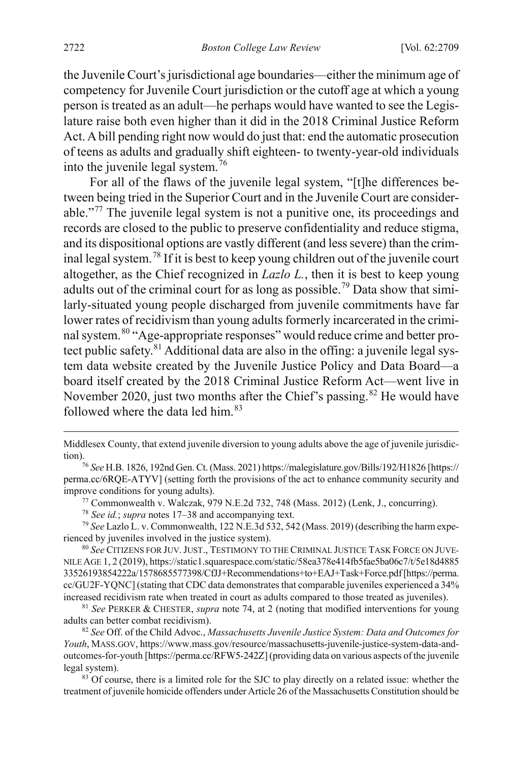the Juvenile Court's jurisdictional age boundaries—either the minimum age of competency for Juvenile Court jurisdiction or the cutoff age at which a young person is treated as an adult—he perhaps would have wanted to see the Legislature raise both even higher than it did in the 2018 Criminal Justice Reform Act. A bill pending right now would do just that: end the automatic prosecution of teens as adults and gradually shift eighteen- to twenty-year-old individuals into the juvenile legal system.[76]

For all of the flaws of the juvenile legal system, "[t]he differences between being tried in the Superior Court and in the Juvenile Court are considerable."[77] The juvenile legal system is not a punitive one, its proceedings and records are closed to the public to preserve confidentiality and reduce stigma, and its dispositional options are vastly different (and less severe) than the criminal legal system.[78] If it is best to keep young children out of the juvenile court altogether, as the Chief recognized in *Lazlo L.*, then it is best to keep young adults out of the criminal court for as long as possible.[79] Data show that similarly-situated young people discharged from juvenile commitments have far lower rates of recidivism than young adults formerly incarcerated in the criminal system.[80] "Age-appropriate responses" would reduce crime and better protect public safety.[81] Additional data are also in the offing: a juvenile legal system data website created by the Juvenile Justice Policy and Data Board—a board itself created by the 2018 Criminal Justice Reform Act—went live in November 2020, just two months after the Chief's passing.[82] He would have followed where the data led him.[83]

---

Middlesex County, that extend juvenile diversion to young adults above the age of juvenile jurisdiction).

[76] *See* H.B. 1826, 192nd Gen. Ct. (Mass. 2021) https://malegislature.gov/Bills/192/H1826 [https://perma.cc/6RQE-ATYV] (setting forth the provisions of the act to enhance community security and improve conditions for young adults).

[77] Commonwealth v. Walczak, 979 N.E.2d 732, 748 (Mass. 2012) (Lenk, J., concurring).

[78] *See id.*; *supra* notes 17–38 and accompanying text.

[79] *See* Lazlo L. v. Commonwealth, 122 N.E.3d 532, 542 (Mass. 2019) (describing the harm experienced by juveniles involved in the justice system).

[80] *See* CITIZENS FOR JUV. JUST., TESTIMONY TO THE CRIMINAL JUSTICE TASK FORCE ON JUVENILE AGE 1, 2 (2019), https://static1.squarespace.com/static/58ea378e414fb5fae5ba06c7/t/5e18d488533526193854222a/1578685577398/CfJJ+Recommendations+to+EAJ+Task+Force.pdf [https://perma.cc/GU2F-YQNC] (stating that CDC data demonstrates that comparable juveniles experienced a 34% increased recidivism rate when treated in court as adults compared to those treated as juveniles).

[81] *See* PERKER & CHESTER, *supra* note 74, at 2 (noting that modified interventions for young adults can better combat recidivism).

[82] *See* Off. of the Child Advoc., *Massachusetts Juvenile Justice System: Data and Outcomes for Youth*, MASS.GOV, https://www.mass.gov/resource/massachusetts-juvenile-justice-system-data-and-outcomes-for-youth [https://perma.cc/RFW5-242Z] (providing data on various aspects of the juvenile legal system).

[83] Of course, there is a limited role for the SJC to play directly on a related issue: whether the treatment of juvenile homicide offenders under Article 26 of the Massachusetts Constitution should be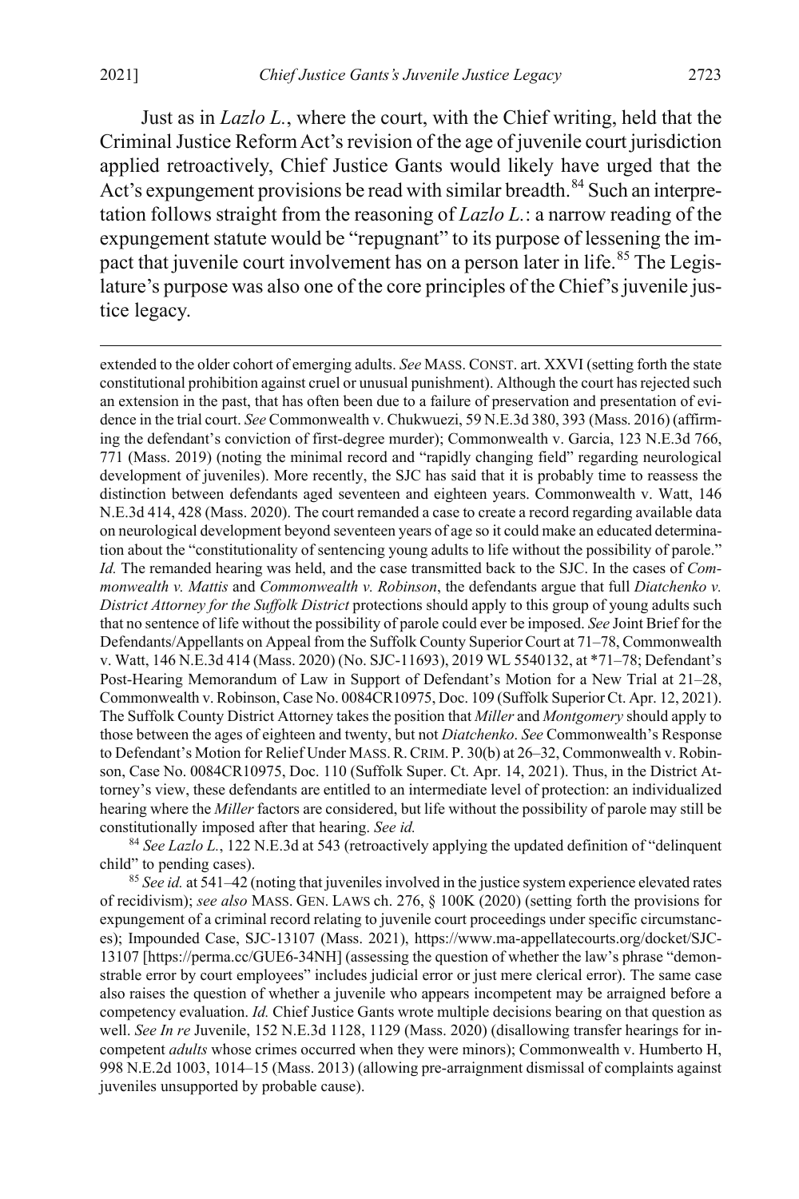Just as in *Lazlo L.*, where the court, with the Chief writing, held that the Criminal Justice Reform Act's revision of the age of juvenile court jurisdiction applied retroactively, Chief Justice Gants would likely have urged that the Act's expungement provisions be read with similar breadth.[84] Such an interpretation follows straight from the reasoning of *Lazlo L.*: a narrow reading of the expungement statute would be "repugnant" to its purpose of lessening the impact that juvenile court involvement has on a person later in life.[85] The Legislature's purpose was also one of the core principles of the Chief's juvenile justice legacy.

---

extended to the older cohort of emerging adults. *See* MASS. CONST. art. XXVI (setting forth the state constitutional prohibition against cruel or unusual punishment). Although the court has rejected such an extension in the past, that has often been due to a failure of preservation and presentation of evidence in the trial court. *See* Commonwealth v. Chukwuezi, 59 N.E.3d 380, 393 (Mass. 2016) (affirming the defendant's conviction of first-degree murder); Commonwealth v. Garcia, 123 N.E.3d 766, 771 (Mass. 2019) (noting the minimal record and "rapidly changing field" regarding neurological development of juveniles). More recently, the SJC has said that it is probably time to reassess the distinction between defendants aged seventeen and eighteen years. Commonwealth v. Watt, 146 N.E.3d 414, 428 (Mass. 2020). The court remanded a case to create a record regarding available data on neurological development beyond seventeen years of age so it could make an educated determination about the "constitutionality of sentencing young adults to life without the possibility of parole." *Id.* The remanded hearing was held, and the case transmitted back to the SJC. In the cases of *Commonwealth v. Mattis* and *Commonwealth v. Robinson*, the defendants argue that full *Diatchenko v. District Attorney for the Suffolk District* protections should apply to this group of young adults such that no sentence of life without the possibility of parole could ever be imposed. *See* Joint Brief for the Defendants/Appellants on Appeal from the Suffolk County Superior Court at 71–78, Commonwealth v. Watt, 146 N.E.3d 414 (Mass. 2020) (No. SJC-11693), 2019 WL 5540132, at *71–78; Defendant's Post-Hearing Memorandum of Law in Support of Defendant's Motion for a New Trial at 21–28, Commonwealth v. Robinson, Case No. 0084CR10975, Doc. 109 (Suffolk Superior Ct. Apr. 12, 2021). The Suffolk County District Attorney takes the position that *Miller* and *Montgomery* should apply to those between the ages of eighteen and twenty, but not *Diatchenko*. *See* Commonwealth's Response to Defendant's Motion for Relief Under MASS. R. CRIM. P. 30(b) at 26–32, Commonwealth v. Robinson, Case No. 0084CR10975, Doc. 110 (Suffolk Super. Ct. Apr. 14, 2021). Thus, in the District Attorney's view, these defendants are entitled to an intermediate level of protection: an individualized hearing where the *Miller* factors are considered, but life without the possibility of parole may still be constitutionally imposed after that hearing. *See id.*

[84] *See Lazlo L.*, 122 N.E.3d at 543 (retroactively applying the updated definition of "delinquent child" to pending cases).

[85] *See id.* at 541–42 (noting that juveniles involved in the justice system experience elevated rates of recidivism); *see also* MASS. GEN. LAWS ch. 276, § 100K (2020) (setting forth the provisions for expungement of a criminal record relating to juvenile court proceedings under specific circumstances); Impounded Case, SJC-13107 (Mass. 2021), https://www.ma-appellatecourts.org/docket/SJC-13107 [https://perma.cc/GUE6-34NH] (assessing the question of whether the law's phrase "demonstrable error by court employees" includes judicial error or just mere clerical error). The same case also raises the question of whether a juvenile who appears incompetent may be arraigned before a competency evaluation. *Id.* Chief Justice Gants wrote multiple decisions bearing on that question as well. *See In re* Juvenile, 152 N.E.3d 1128, 1129 (Mass. 2020) (disallowing transfer hearings for incompetent *adults* whose crimes occurred when they were minors); Commonwealth v. Humberto H, 998 N.E.2d 1003, 1014–15 (Mass. 2013) (allowing pre-arraignment dismissal of complaints against juveniles unsupported by probable cause).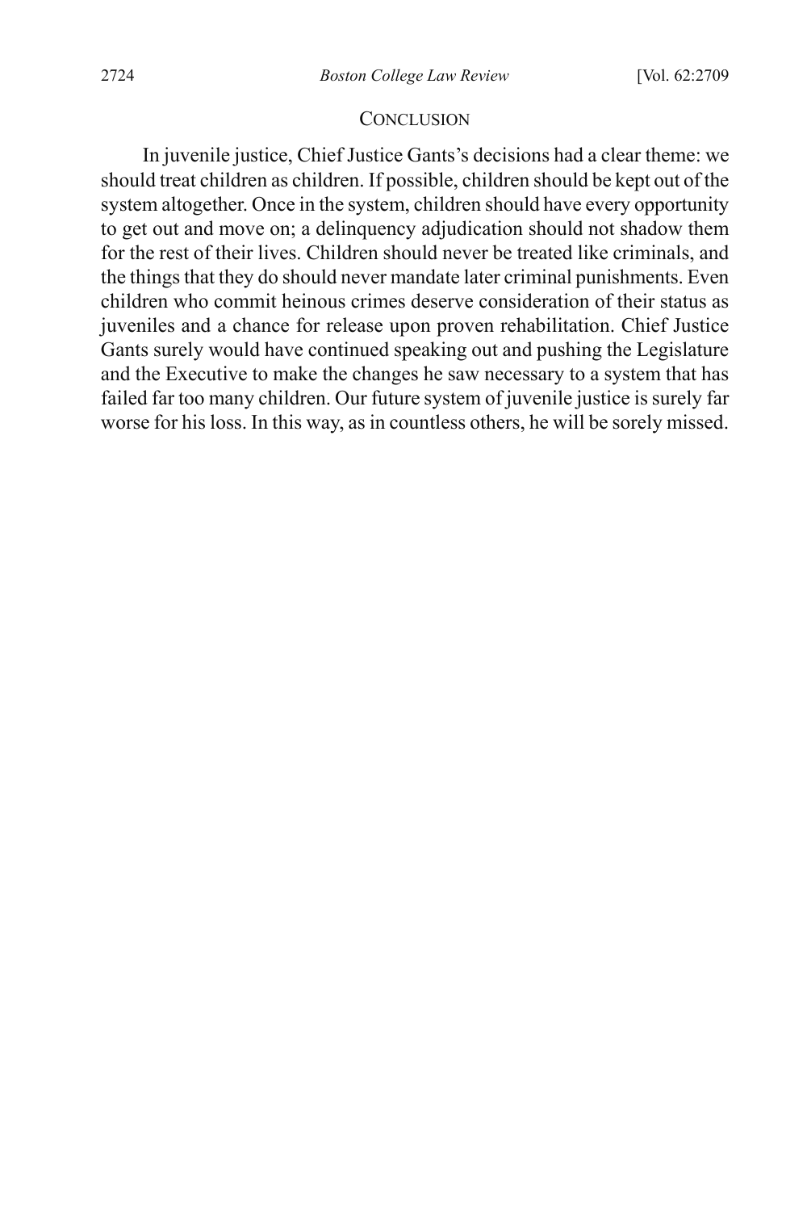## CONCLUSION

In juvenile justice, Chief Justice Gants's decisions had a clear theme: we should treat children as children. If possible, children should be kept out of the system altogether. Once in the system, children should have every opportunity to get out and move on; a delinquency adjudication should not shadow them for the rest of their lives. Children should never be treated like criminals, and the things that they do should never mandate later criminal punishments. Even children who commit heinous crimes deserve consideration of their status as juveniles and a chance for release upon proven rehabilitation. Chief Justice Gants surely would have continued speaking out and pushing the Legislature and the Executive to make the changes he saw necessary to a system that has failed far too many children. Our future system of juvenile justice is surely far worse for his loss. In this way, as in countless others, he will be sorely missed.